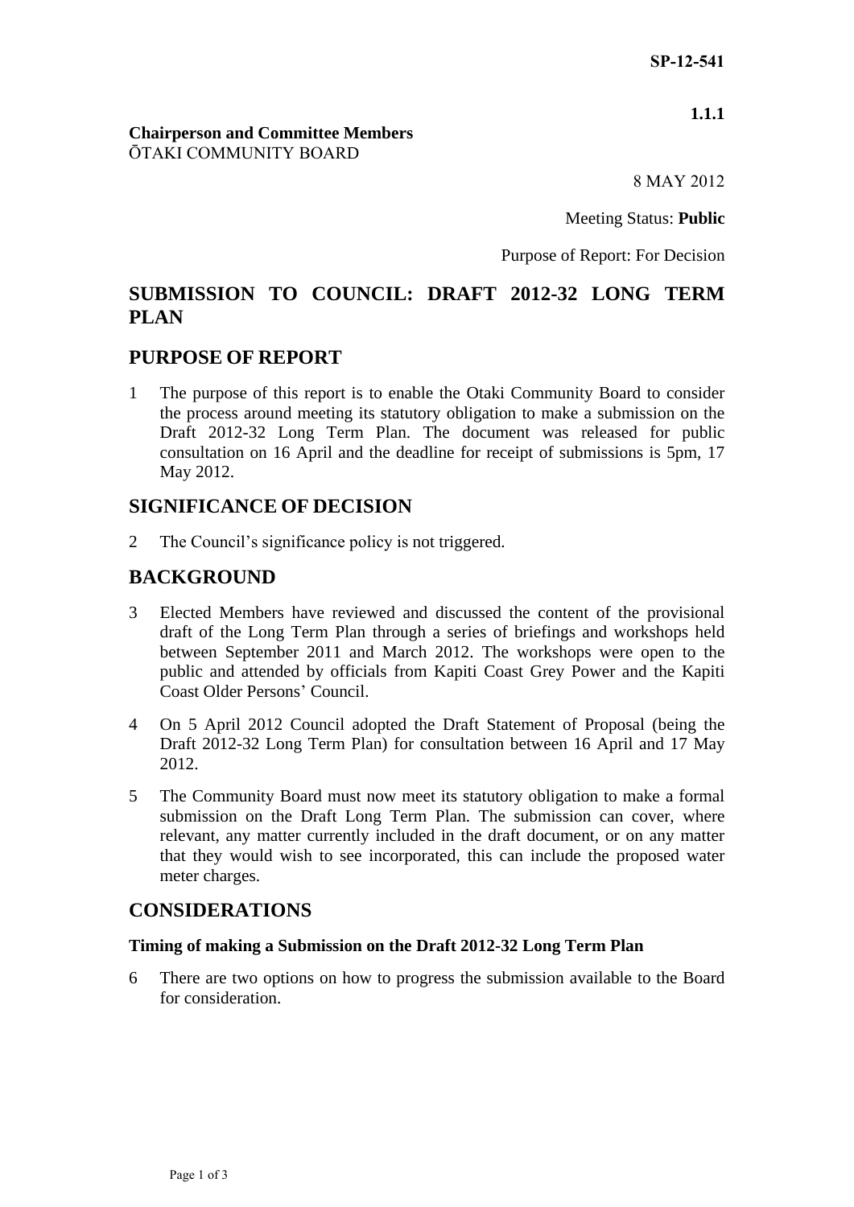**SP-12-541**

**1.1.1**

**Chairperson and Committee Members**
ŌTAKI COMMUNITY BOARD

8 MAY 2012

Meeting Status: **Public**

Purpose of Report: For Decision

# SUBMISSION TO COUNCIL: DRAFT 2012-32 LONG TERM PLAN

## PURPOSE OF REPORT

1 The purpose of this report is to enable the Otaki Community Board to consider the process around meeting its statutory obligation to make a submission on the Draft 2012-32 Long Term Plan. The document was released for public consultation on 16 April and the deadline for receipt of submissions is 5pm, 17 May 2012.

## SIGNIFICANCE OF DECISION

2 The Council's significance policy is not triggered.

## BACKGROUND

3 Elected Members have reviewed and discussed the content of the provisional draft of the Long Term Plan through a series of briefings and workshops held between September 2011 and March 2012. The workshops were open to the public and attended by officials from Kapiti Coast Grey Power and the Kapiti Coast Older Persons' Council.

4 On 5 April 2012 Council adopted the Draft Statement of Proposal (being the Draft 2012-32 Long Term Plan) for consultation between 16 April and 17 May 2012.

5 The Community Board must now meet its statutory obligation to make a formal submission on the Draft Long Term Plan. The submission can cover, where relevant, any matter currently included in the draft document, or on any matter that they would wish to see incorporated, this can include the proposed water meter charges.

## CONSIDERATIONS

### Timing of making a Submission on the Draft 2012-32 Long Term Plan

6 There are two options on how to progress the submission available to the Board for consideration.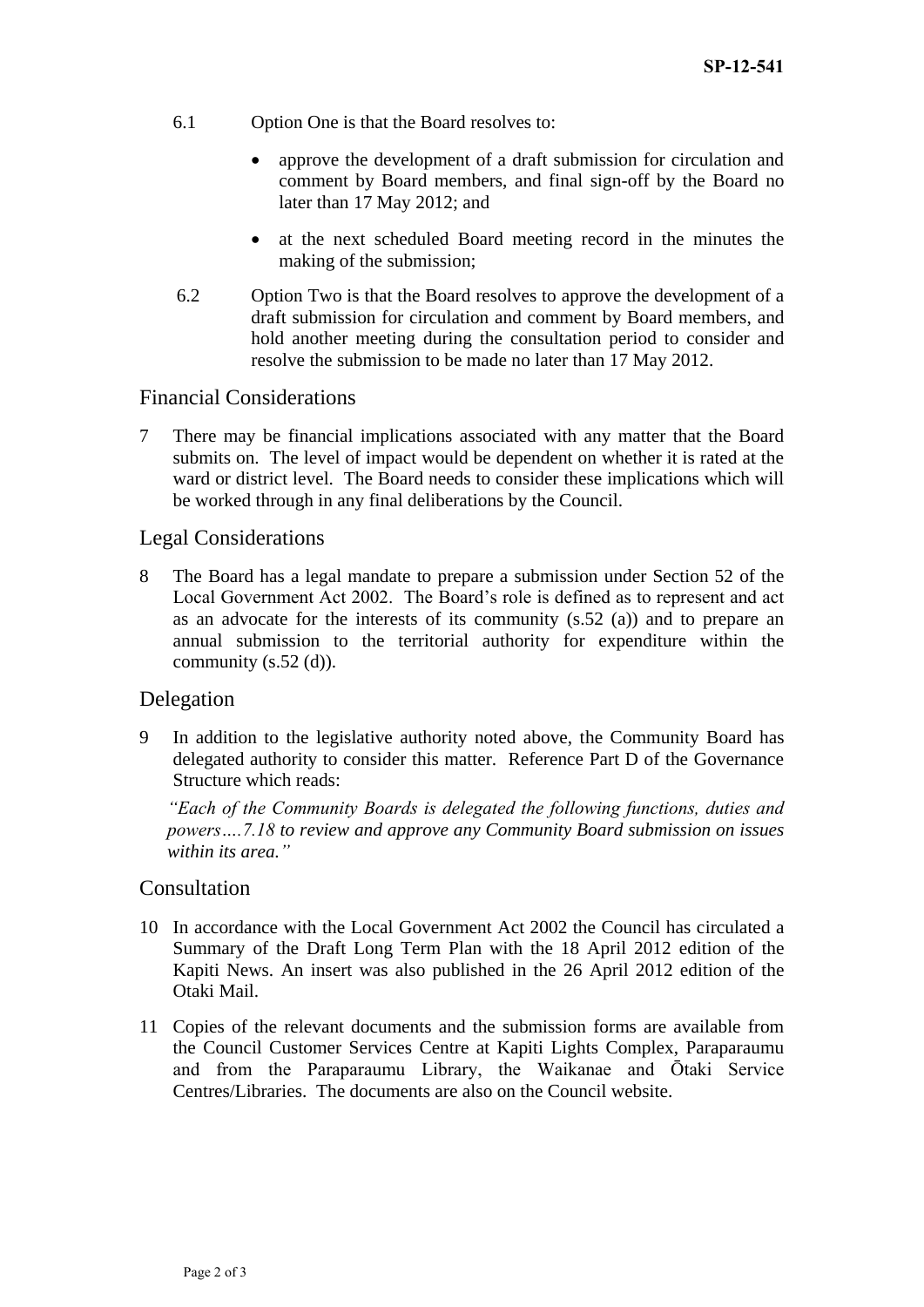6.1 Option One is that the Board resolves to:

- approve the development of a draft submission for circulation and comment by Board members, and final sign-off by the Board no later than 17 May 2012; and
- at the next scheduled Board meeting record in the minutes the making of the submission;

6.2 Option Two is that the Board resolves to approve the development of a draft submission for circulation and comment by Board members, and hold another meeting during the consultation period to consider and resolve the submission to be made no later than 17 May 2012.

## Financial Considerations

7 There may be financial implications associated with any matter that the Board submits on. The level of impact would be dependent on whether it is rated at the ward or district level. The Board needs to consider these implications which will be worked through in any final deliberations by the Council.

## Legal Considerations

8 The Board has a legal mandate to prepare a submission under Section 52 of the Local Government Act 2002. The Board's role is defined as to represent and act as an advocate for the interests of its community (s.52 (a)) and to prepare an annual submission to the territorial authority for expenditure within the community (s.52 (d)).

## Delegation

9 In addition to the legislative authority noted above, the Community Board has delegated authority to consider this matter. Reference Part D of the Governance Structure which reads:

*"Each of the Community Boards is delegated the following functions, duties and powers….7.18 to review and approve any Community Board submission on issues within its area."*

## Consultation

10 In accordance with the Local Government Act 2002 the Council has circulated a Summary of the Draft Long Term Plan with the 18 April 2012 edition of the Kapiti News. An insert was also published in the 26 April 2012 edition of the Otaki Mail.

11 Copies of the relevant documents and the submission forms are available from the Council Customer Services Centre at Kapiti Lights Complex, Paraparaumu and from the Paraparaumu Library, the Waikanae and Ōtaki Service Centres/Libraries. The documents are also on the Council website.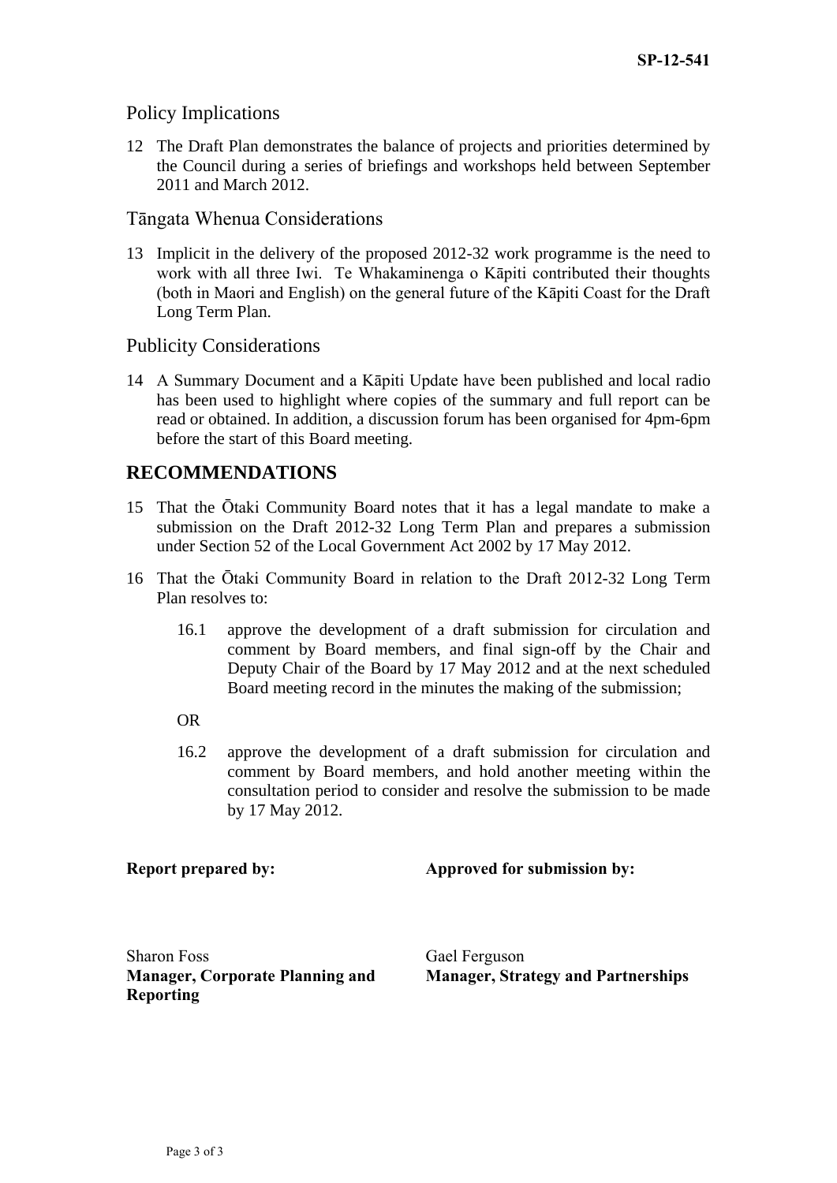## Policy Implications

12 The Draft Plan demonstrates the balance of projects and priorities determined by the Council during a series of briefings and workshops held between September 2011 and March 2012.

## Tāngata Whenua Considerations

13 Implicit in the delivery of the proposed 2012-32 work programme is the need to work with all three Iwi. Te Whakaminenga o Kāpiti contributed their thoughts (both in Maori and English) on the general future of the Kāpiti Coast for the Draft Long Term Plan.

## Publicity Considerations

14 A Summary Document and a Kāpiti Update have been published and local radio has been used to highlight where copies of the summary and full report can be read or obtained. In addition, a discussion forum has been organised for 4pm-6pm before the start of this Board meeting.

# RECOMMENDATIONS

15 That the Ōtaki Community Board notes that it has a legal mandate to make a submission on the Draft 2012-32 Long Term Plan and prepares a submission under Section 52 of the Local Government Act 2002 by 17 May 2012.

16 That the Ōtaki Community Board in relation to the Draft 2012-32 Long Term Plan resolves to:

16.1 approve the development of a draft submission for circulation and comment by Board members, and final sign-off by the Chair and Deputy Chair of the Board by 17 May 2012 and at the next scheduled Board meeting record in the minutes the making of the submission;

OR

16.2 approve the development of a draft submission for circulation and comment by Board members, and hold another meeting within the consultation period to consider and resolve the submission to be made by 17 May 2012.

| **Report prepared by:** | **Approved for submission by:** |
| --- | --- |
| Sharon Foss | Gael Ferguson |
| **Manager, Corporate Planning and Reporting** | **Manager, Strategy and Partnerships** |